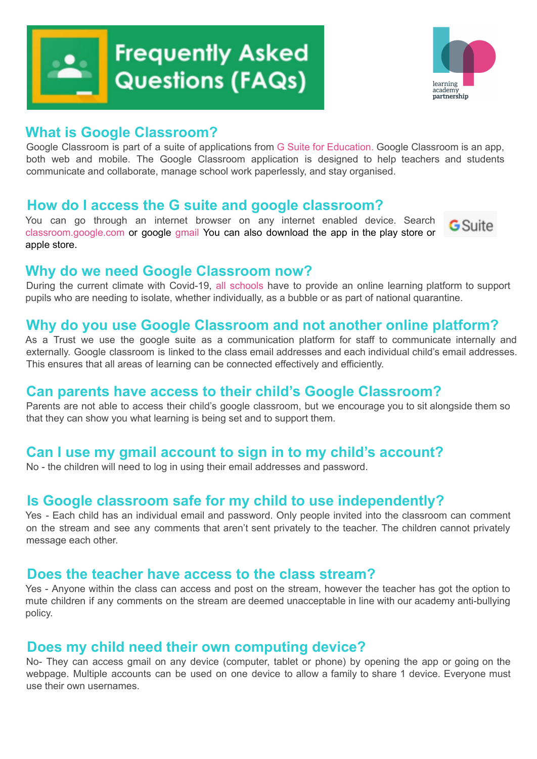# Frequently Asked Questions (FAQs)

learning academy partnership

## What is Google Classroom?

Google Classroom is part of a suite of applications from G Suite for Education. Google Classroom is an app, both web and mobile. The Google Classroom application is designed to help teachers and students communicate and collaborate, manage school work paperlessly, and stay organised.

## How do I access the G suite and google classroom?

You can go through an internet browser on any internet enabled device. Search classroom.google.com or google gmail You can also download the app in the play store or apple store.

## Why do we need Google Classroom now?

During the current climate with Covid-19, all schools have to provide an online learning platform to support pupils who are needing to isolate, whether individually, as a bubble or as part of national quarantine.

## Why do you use Google Classroom and not another online platform?

As a Trust we use the google suite as a communication platform for staff to communicate internally and externally. Google classroom is linked to the class email addresses and each individual child's email addresses. This ensures that all areas of learning can be connected effectively and efficiently.

## Can parents have access to their child's Google Classroom?

Parents are not able to access their child's google classroom, but we encourage you to sit alongside them so that they can show you what learning is being set and to support them.

## Can I use my gmail account to sign in to my child's account?

No - the children will need to log in using their email addresses and password.

## Is Google classroom safe for my child to use independently?

Yes - Each child has an individual email and password. Only people invited into the classroom can comment on the stream and see any comments that aren't sent privately to the teacher. The children cannot privately message each other.

## Does the teacher have access to the class stream?

Yes - Anyone within the class can access and post on the stream, however the teacher has got the option to mute children if any comments on the stream are deemed unacceptable in line with our academy anti-bullying policy.

## Does my child need their own computing device?

No- They can access gmail on any device (computer, tablet or phone) by opening the app or going on the webpage. Multiple accounts can be used on one device to allow a family to share 1 device. Everyone must use their own usernames.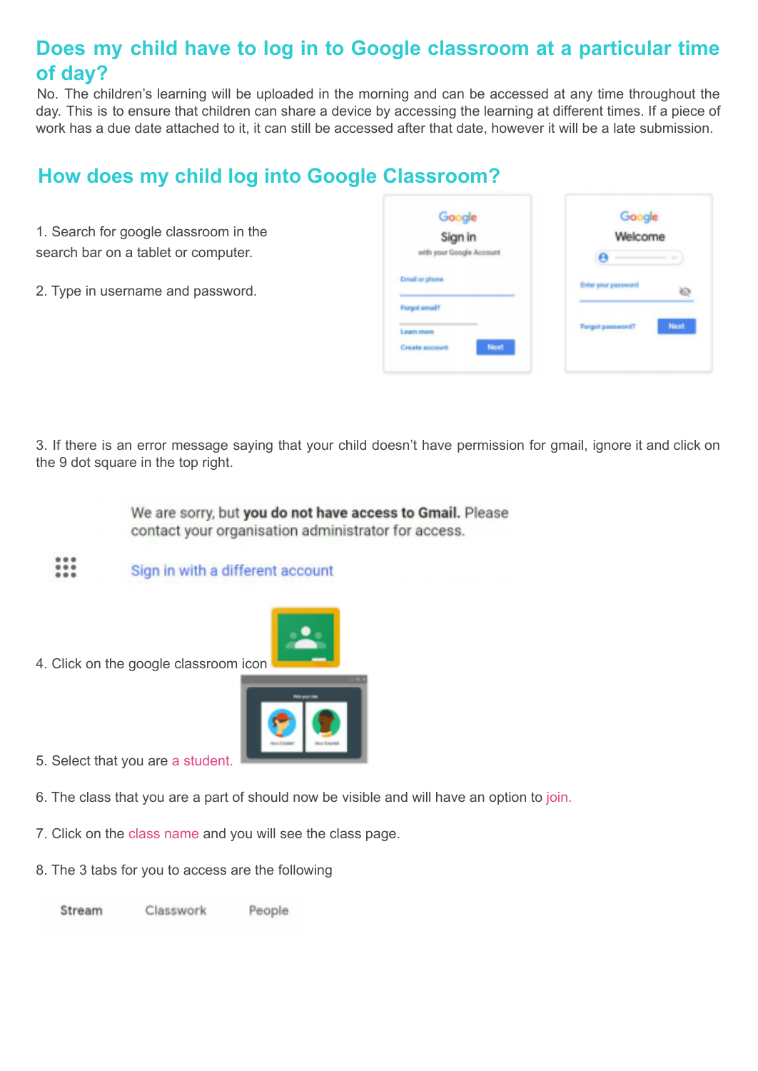## Does my child have to log in to Google classroom at a particular time of day?

No. The children's learning will be uploaded in the morning and can be accessed at any time throughout the day. This is to ensure that children can share a device by accessing the learning at different times. If a piece of work has a due date attached to it, it can still be accessed after that date, however it will be a late submission.

## How does my child log into Google Classroom?

1. Search for google classroom in the search bar on a tablet or computer.

2. Type in username and password.

3. If there is an error message saying that your child doesn't have permission for gmail, ignore it and click on the 9 dot square in the top right.

4. Click on the google classroom icon

5. Select that you are a student.

6. The class that you are a part of should now be visible and will have an option to join.

7. Click on the class name and you will see the class page.

8. The 3 tabs for you to access are the following

Stream    Classwork    People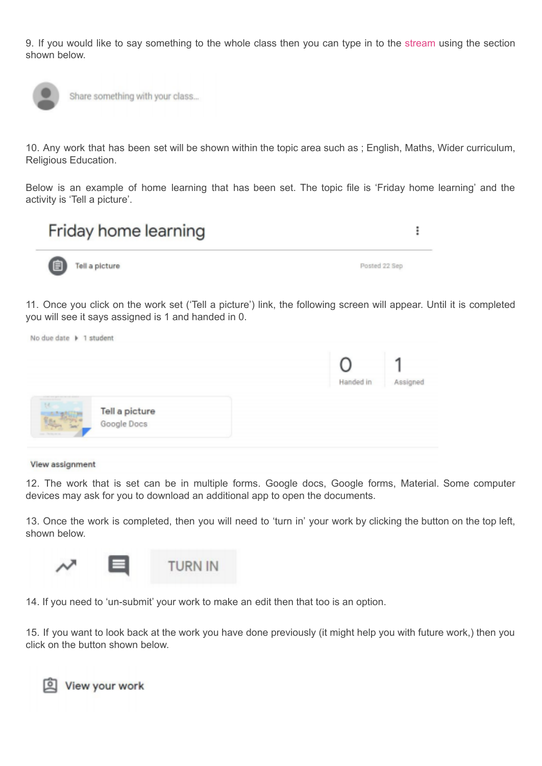9. If you would like to say something to the whole class then you can type in to the stream using the section shown below.

Share something with your class...

10. Any work that has been set will be shown within the topic area such as ; English, Maths, Wider curriculum, Religious Education.

Below is an example of home learning that has been set. The topic file is 'Friday home learning' and the activity is 'Tell a picture'.

Friday home learning

Tell a picture — Posted 22 Sep

11. Once you click on the work set ('Tell a picture') link, the following screen will appear. Until it is completed you will see it says assigned is 1 and handed in 0.

No due date ▸ 1 student

0 Handed in | 1 Assigned

Tell a picture
Google Docs

View assignment

12. The work that is set can be in multiple forms. Google docs, Google forms, Material. Some computer devices may ask for you to download an additional app to open the documents.

13. Once the work is completed, then you will need to 'turn in' your work by clicking the button on the top left, shown below.

TURN IN

14. If you need to 'un-submit' your work to make an edit then that too is an option.

15. If you want to look back at the work you have done previously (it might help you with future work,) then you click on the button shown below.

View your work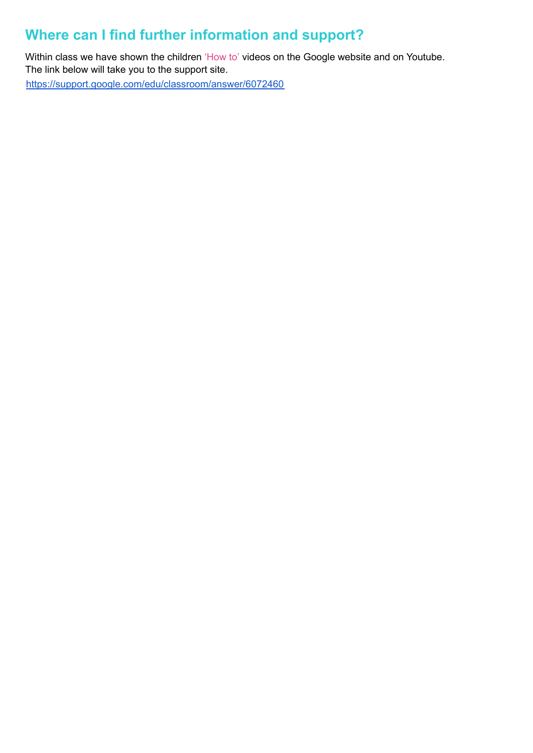## Where can I find further information and support?

Within class we have shown the children 'How to' videos on the Google website and on Youtube.
The link below will take you to the support site.

https://support.google.com/edu/classroom/answer/6072460